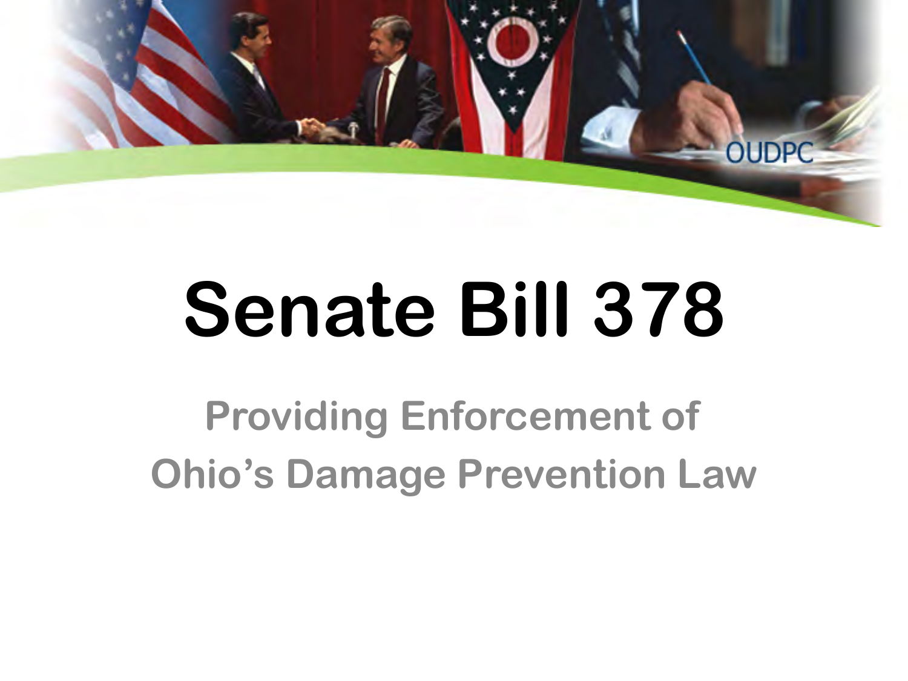# Senate Bill 378

## Providing Enforcement of Ohio's Damage Prevention Law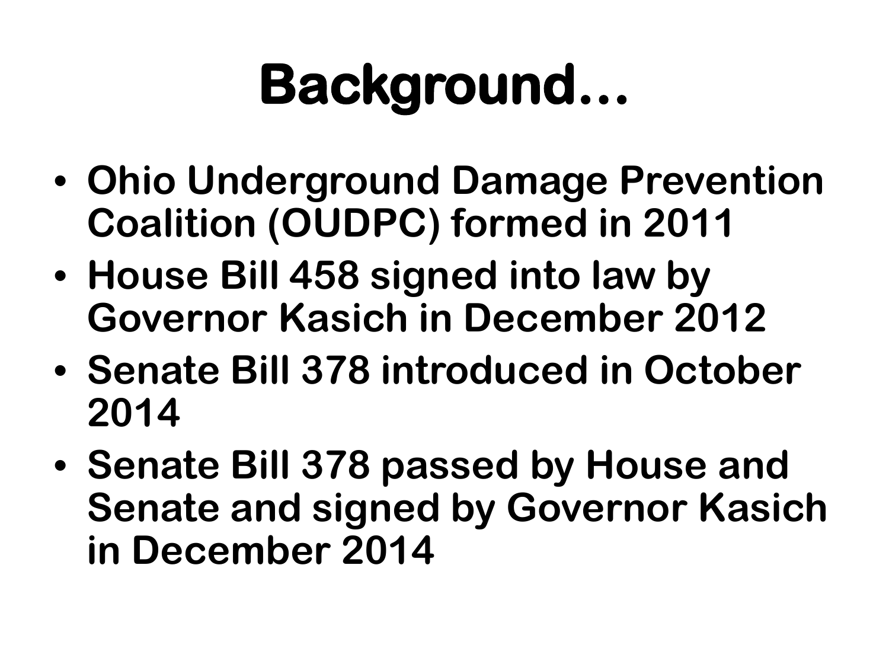# Background…

- Ohio Underground Damage Prevention Coalition (OUDPC) formed in 2011
- House Bill 458 signed into law by Governor Kasich in December 2012
- Senate Bill 378 introduced in October 2014
- Senate Bill 378 passed by House and Senate and signed by Governor Kasich in December 2014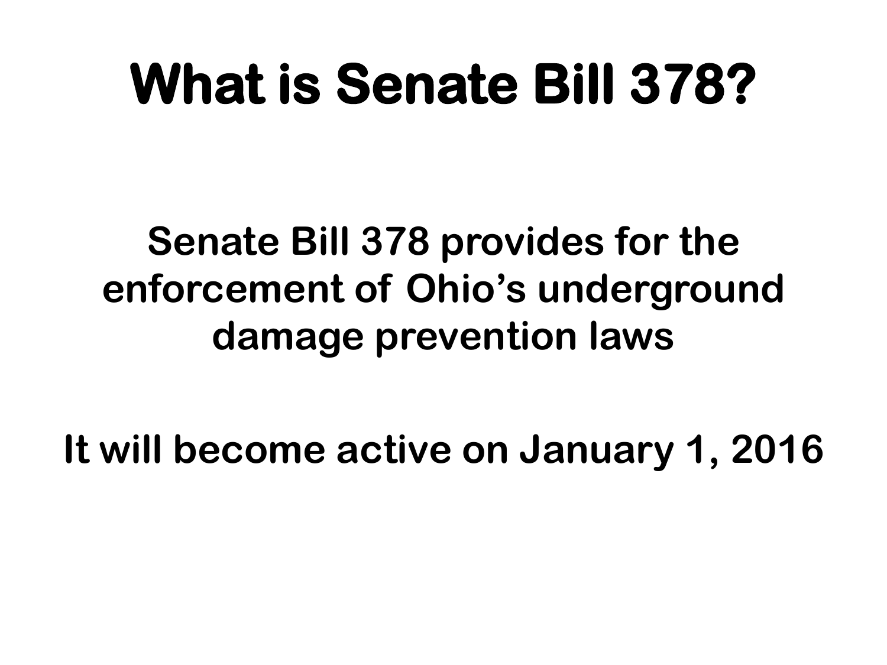# What is Senate Bill 378?

**Senate Bill 378 provides for the enforcement of Ohio's underground damage prevention laws**

**It will become active on January 1, 2016**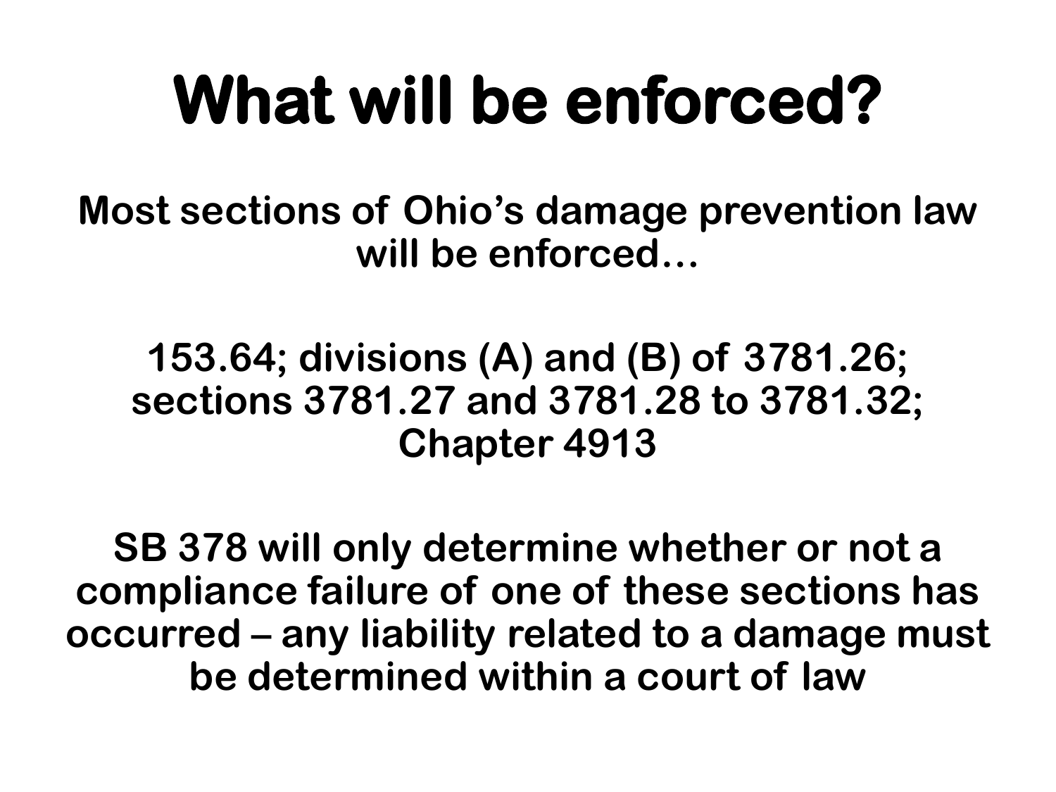# What will be enforced?

**Most sections of Ohio's damage prevention law will be enforced…**

**153.64; divisions (A) and (B) of 3781.26; sections 3781.27 and 3781.28 to 3781.32; Chapter 4913**

**SB 378 will only determine whether or not a compliance failure of one of these sections has occurred – any liability related to a damage must be determined within a court of law**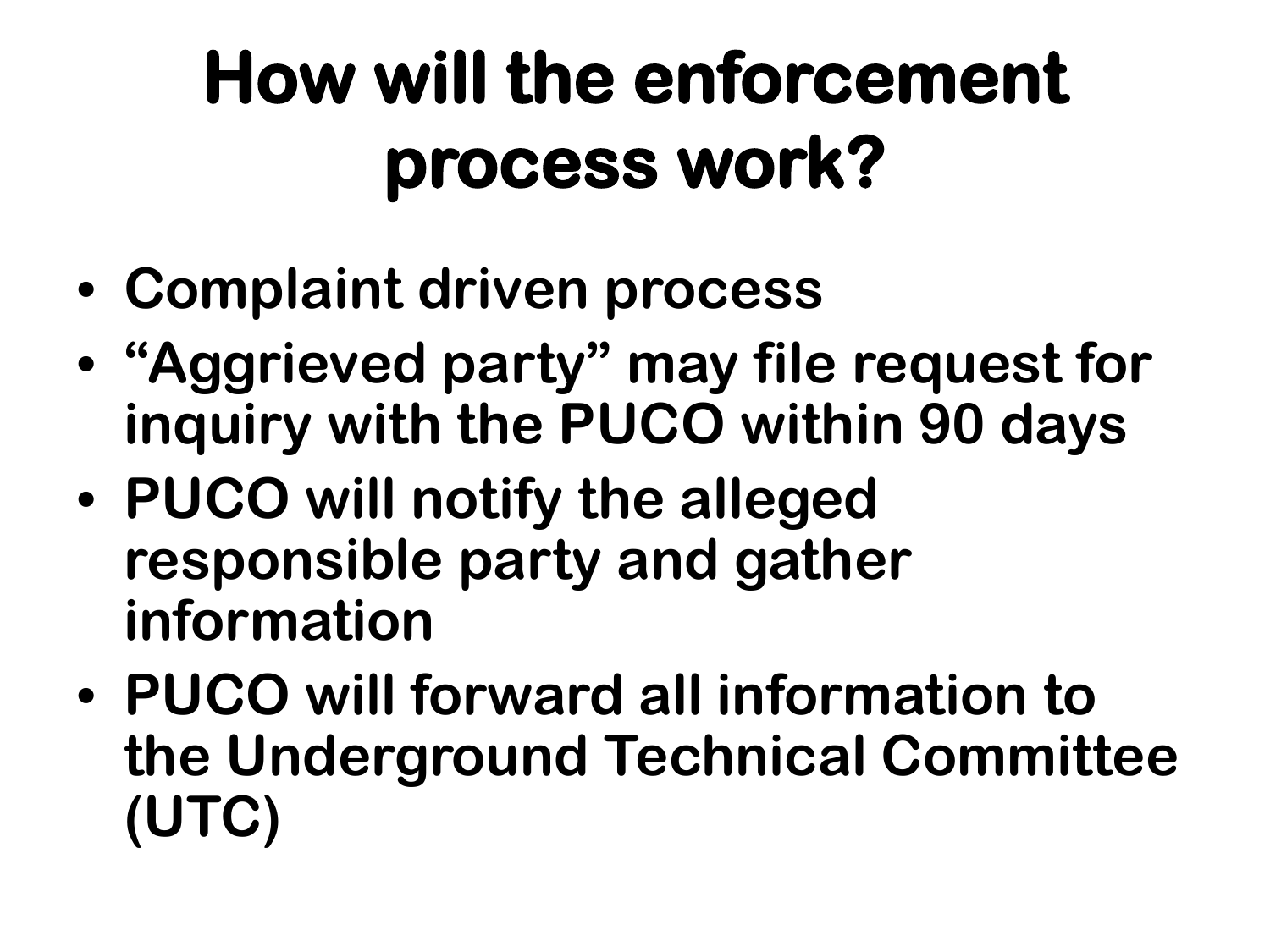# How will the enforcement process work?

- Complaint driven process
- "Aggrieved party" may file request for inquiry with the PUCO within 90 days
- PUCO will notify the alleged responsible party and gather information
- PUCO will forward all information to the Underground Technical Committee (UTC)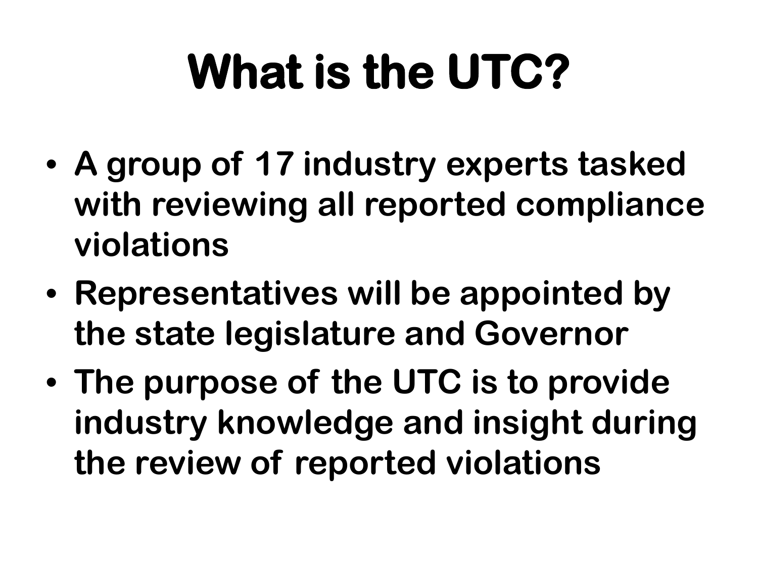# What is the UTC?

- A group of 17 industry experts tasked with reviewing all reported compliance violations
- Representatives will be appointed by the state legislature and Governor
- The purpose of the UTC is to provide industry knowledge and insight during the review of reported violations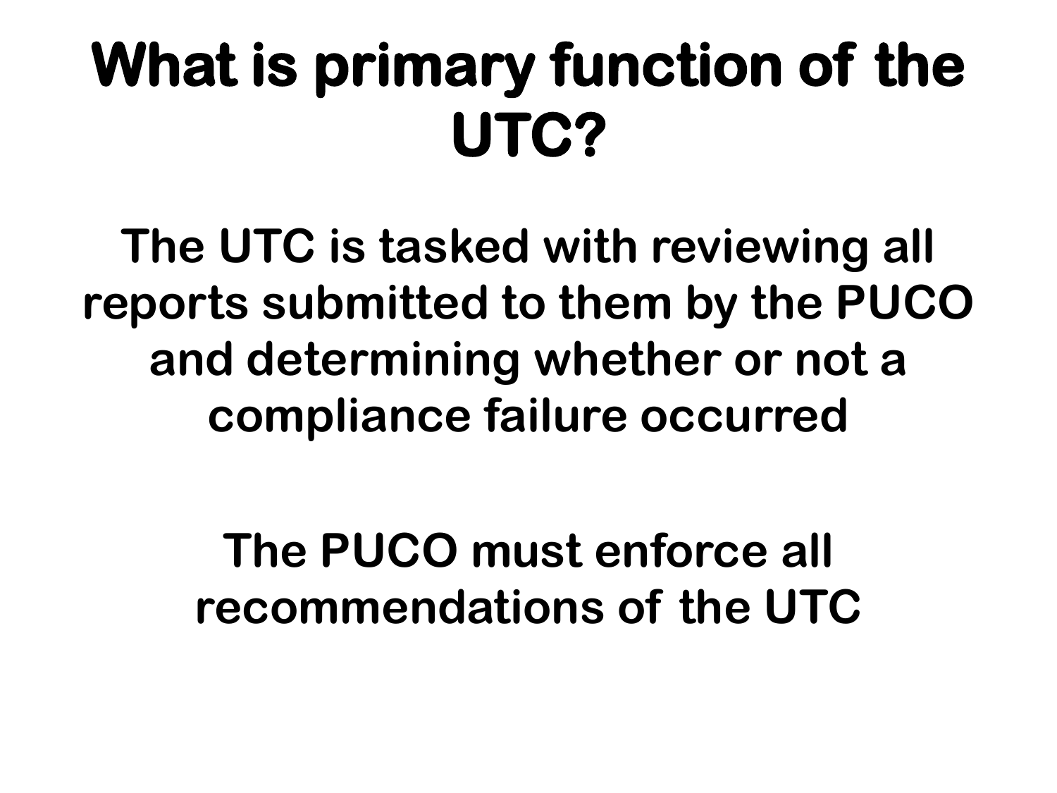# What is primary function of the UTC?

**The UTC is tasked with reviewing all reports submitted to them by the PUCO and determining whether or not a compliance failure occurred**

**The PUCO must enforce all recommendations of the UTC**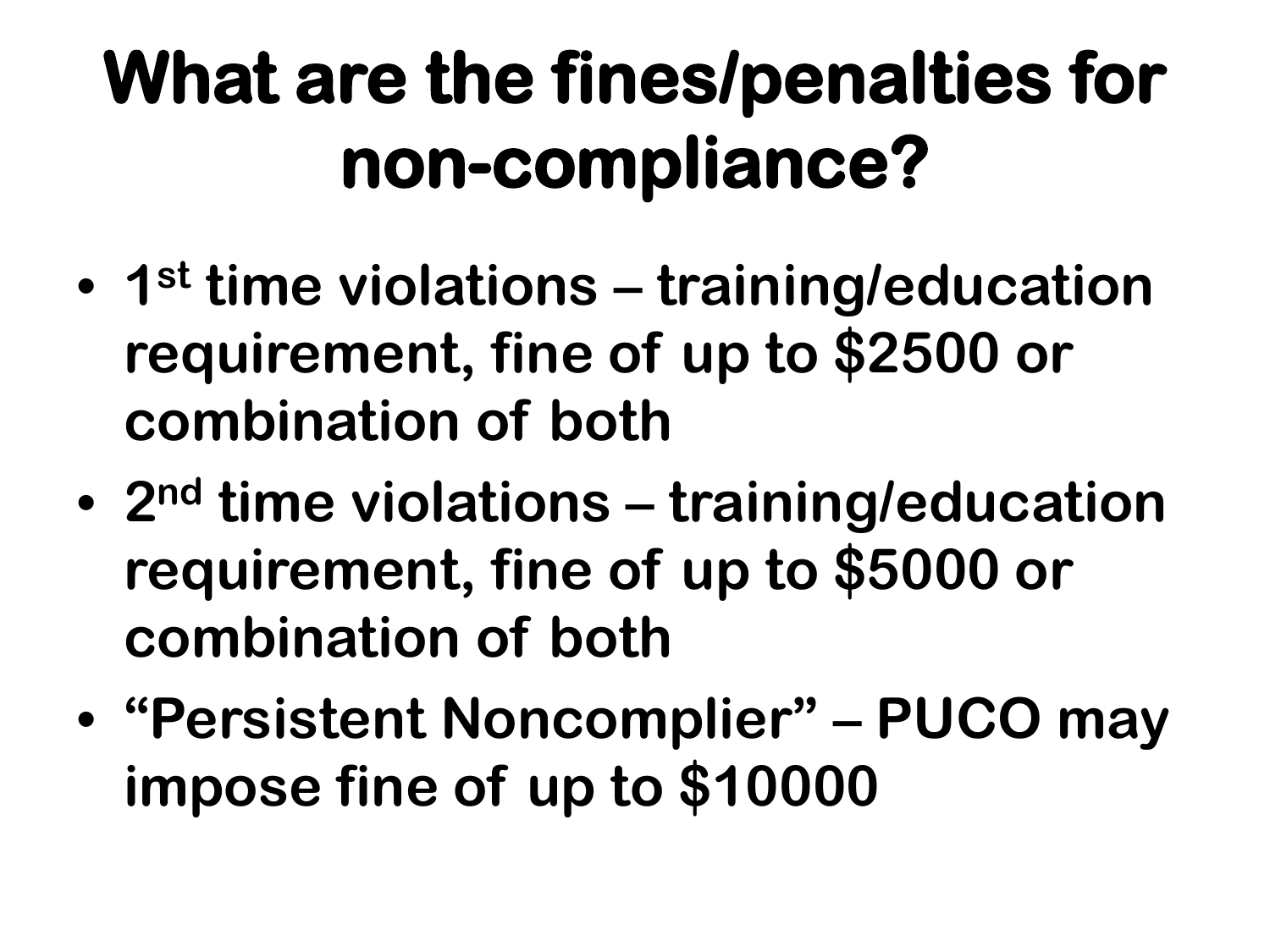# What are the fines/penalties for non-compliance?

- 1st time violations – training/education requirement, fine of up to $2500 or combination of both
- 2nd time violations – training/education requirement, fine of up to $5000 or combination of both
- "Persistent Noncomplier" – PUCO may impose fine of up to $10000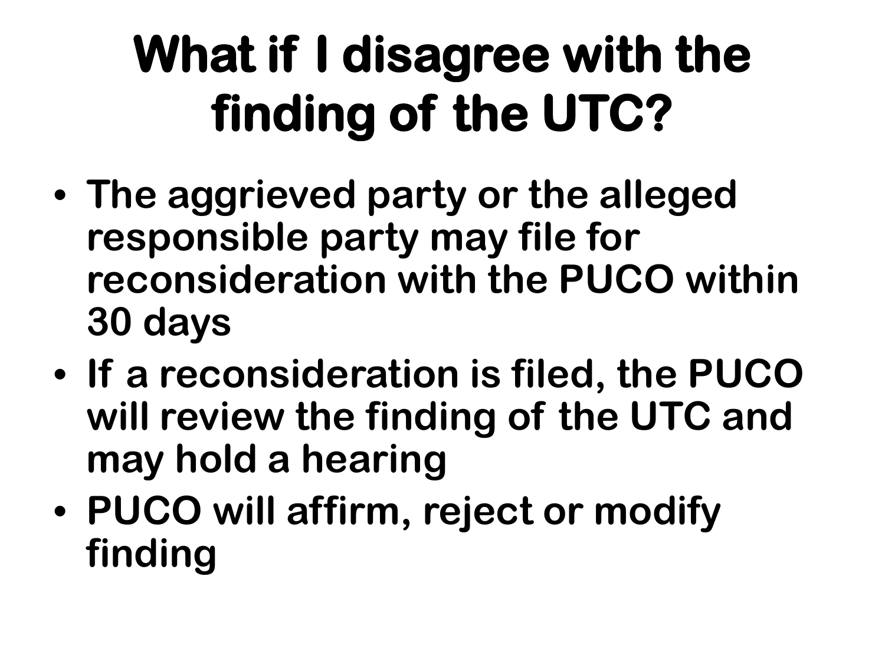# What if I disagree with the finding of the UTC?

- The aggrieved party or the alleged responsible party may file for reconsideration with the PUCO within 30 days
- If a reconsideration is filed, the PUCO will review the finding of the UTC and may hold a hearing
- PUCO will affirm, reject or modify finding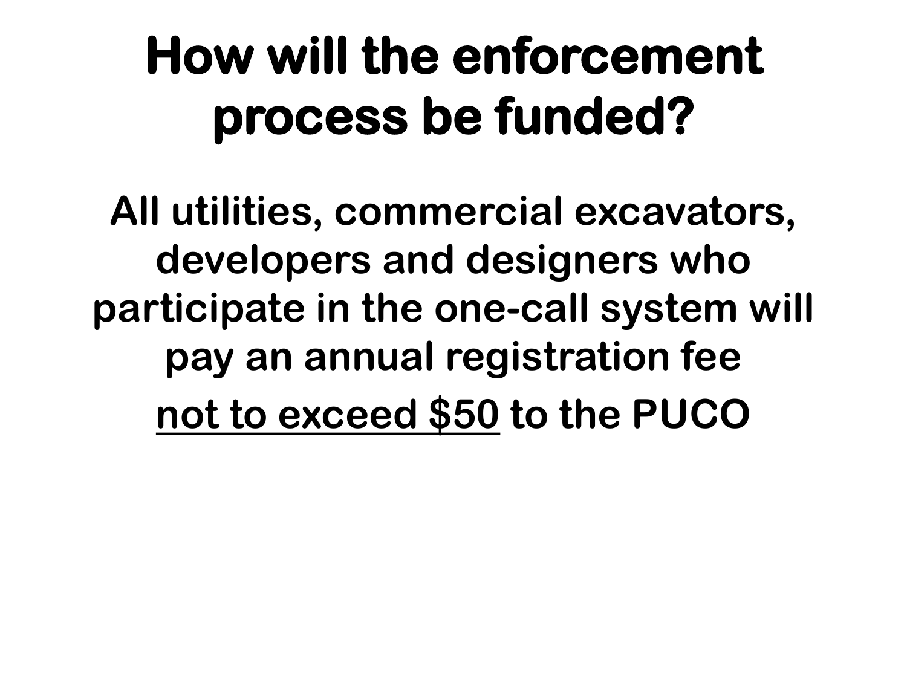# How will the enforcement process be funded?

**All utilities, commercial excavators, developers and designers who participate in the one-call system will pay an annual registration fee <u>not to exceed $50</u> to the PUCO**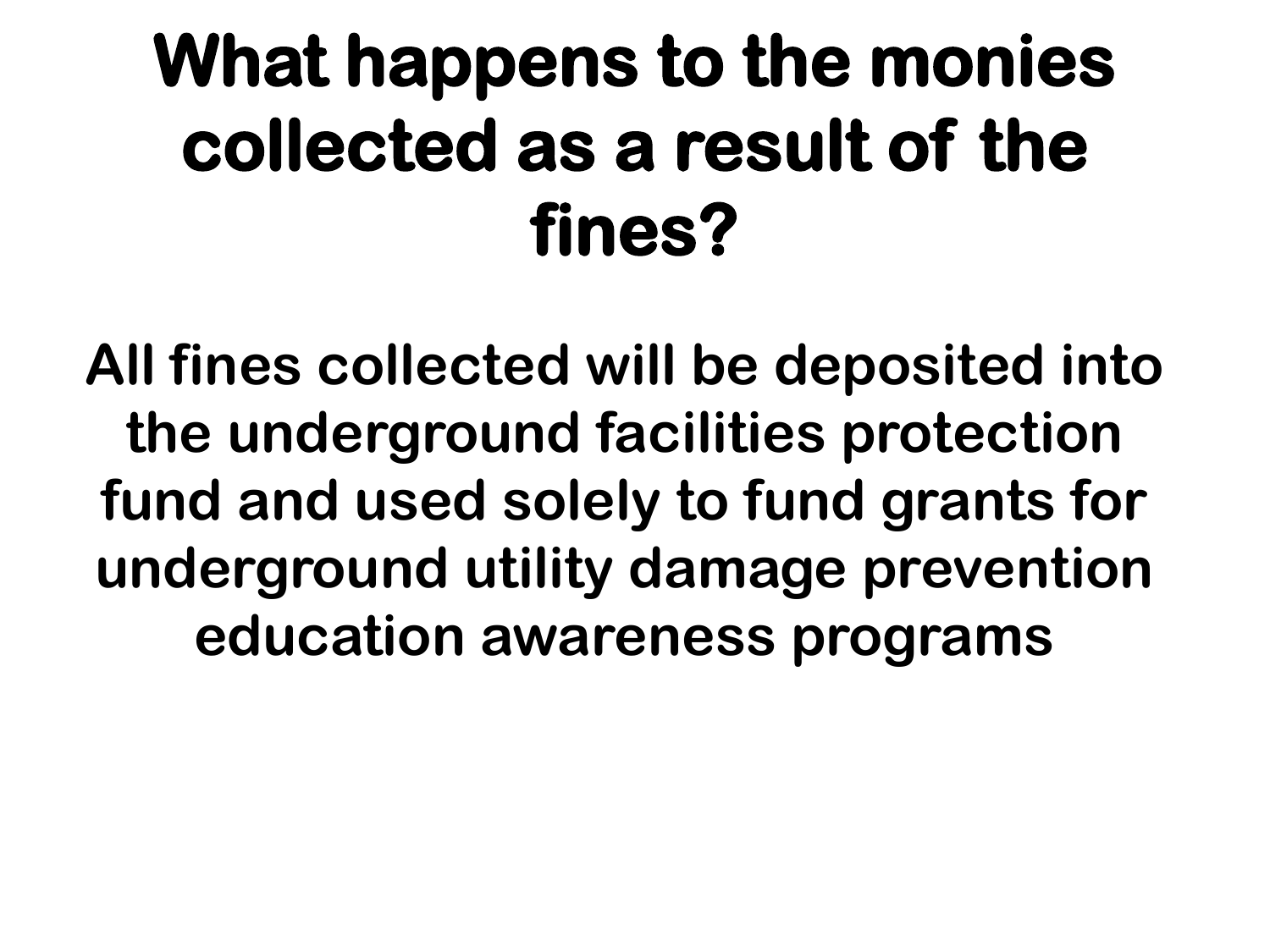# What happens to the monies collected as a result of the fines?

**All fines collected will be deposited into the underground facilities protection fund and used solely to fund grants for underground utility damage prevention education awareness programs**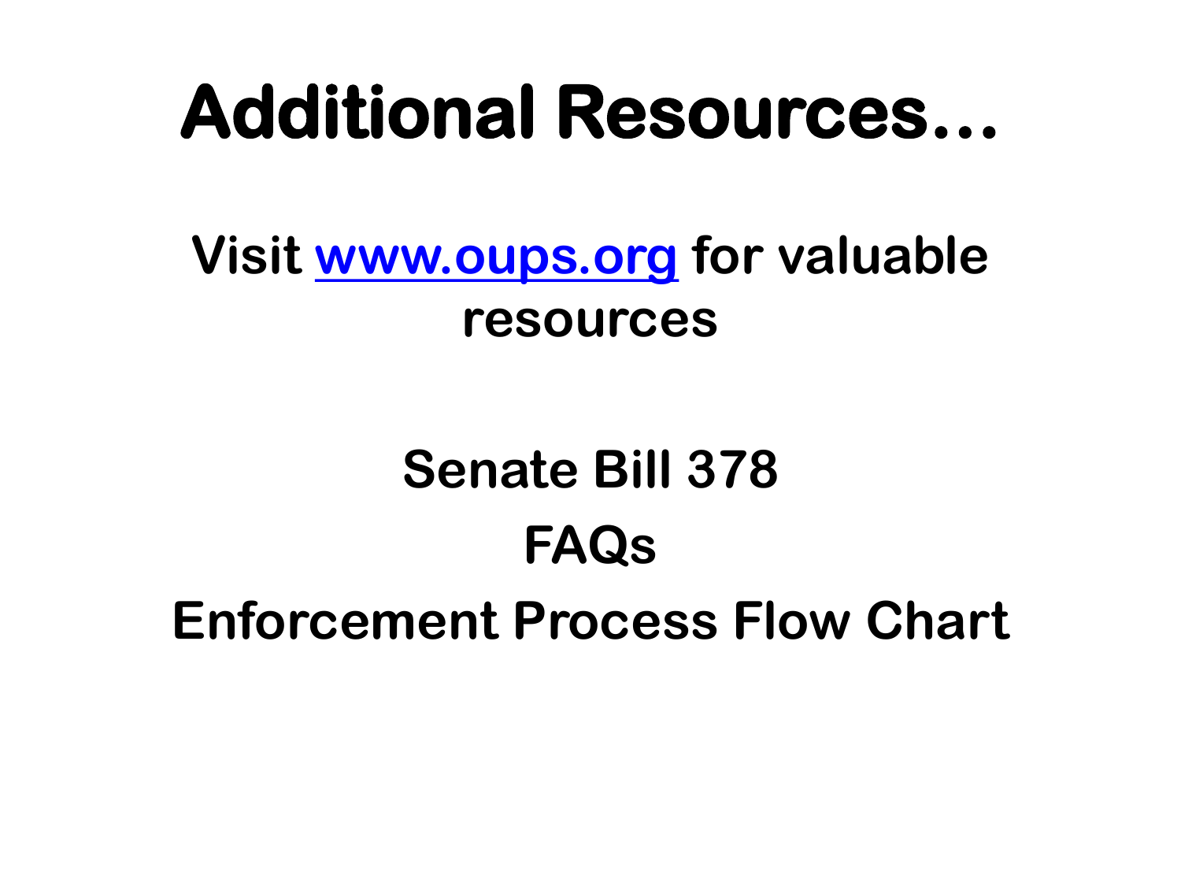# Additional Resources…

**Visit [www.oups.org](http://www.oups.org) for valuable resources**

**Senate Bill 378**

**FAQs**

**Enforcement Process Flow Chart**